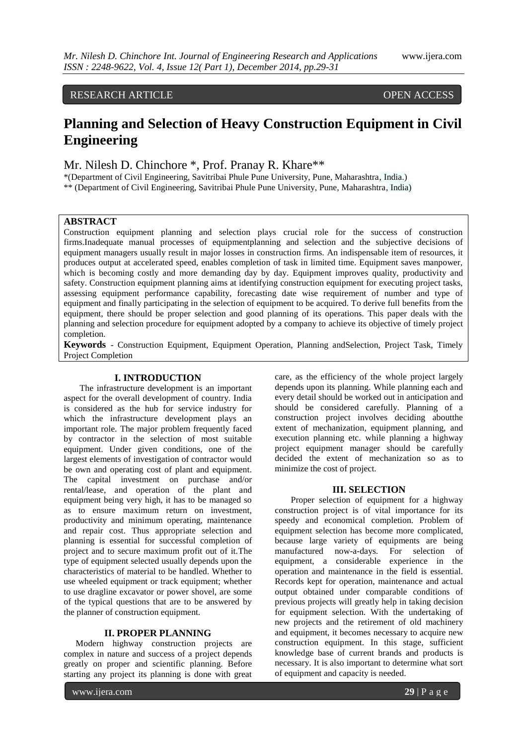RESEARCH ARTICLE OPEN ACCESS

# Planning and Selection of Heavy Construction Equipment in Civil Engineering

Mr. Nilesh D. Chinchore *, Prof. Pranay R. Khare**

*(Department of Civil Engineering, Savitribai Phule Pune University, Pune, Maharashtra, India.)

** (Department of Civil Engineering, Savitribai Phule Pune University, Pune, Maharashtra, India)

## ABSTRACT

Construction equipment planning and selection plays crucial role for the success of construction firms.Inadequate manual processes of equipmentplanning and selection and the subjective decisions of equipment managers usually result in major losses in construction firms. An indispensable item of resources, it produces output at accelerated speed, enables completion of task in limited time. Equipment saves manpower, which is becoming costly and more demanding day by day. Equipment improves quality, productivity and safety. Construction equipment planning aims at identifying construction equipment for executing project tasks, assessing equipment performance capability, forecasting date wise requirement of number and type of equipment and finally participating in the selection of equipment to be acquired. To derive full benefits from the equipment, there should be proper selection and good planning of its operations. This paper deals with the planning and selection procedure for equipment adopted by a company to achieve its objective of timely project completion.

**Keywords** - Construction Equipment, Equipment Operation, Planning andSelection, Project Task, Timely Project Completion

## I. INTRODUCTION

The infrastructure development is an important aspect for the overall development of country. India is considered as the hub for service industry for which the infrastructure development plays an important role. The major problem frequently faced by contractor in the selection of most suitable equipment. Under given conditions, one of the largest elements of investigation of contractor would be own and operating cost of plant and equipment. The capital investment on purchase and/or rental/lease, and operation of the plant and equipment being very high, it has to be managed so as to ensure maximum return on investment, productivity and minimum operating, maintenance and repair cost. Thus appropriate selection and planning is essential for successful completion of project and to secure maximum profit out of it.The type of equipment selected usually depends upon the characteristics of material to be handled. Whether to use wheeled equipment or track equipment; whether to use dragline excavator or power shovel, are some of the typical questions that are to be answered by the planner of construction equipment.

## II. PROPER PLANNING

Modern highway construction projects are complex in nature and success of a project depends greatly on proper and scientific planning. Before starting any project its planning is done with great care, as the efficiency of the whole project largely depends upon its planning. While planning each and every detail should be worked out in anticipation and should be considered carefully. Planning of a construction project involves deciding aboutthe extent of mechanization, equipment planning, and execution planning etc. while planning a highway project equipment manager should be carefully decided the extent of mechanization so as to minimize the cost of project.

## III. SELECTION

Proper selection of equipment for a highway construction project is of vital importance for its speedy and economical completion. Problem of equipment selection has become more complicated, because large variety of equipments are being manufactured now-a-days. For selection of equipment, a considerable experience in the operation and maintenance in the field is essential. Records kept for operation, maintenance and actual output obtained under comparable conditions of previous projects will greatly help in taking decision for equipment selection. With the undertaking of new projects and the retirement of old machinery and equipment, it becomes necessary to acquire new construction equipment. In this stage, sufficient knowledge base of current brands and products is necessary. It is also important to determine what sort of equipment and capacity is needed.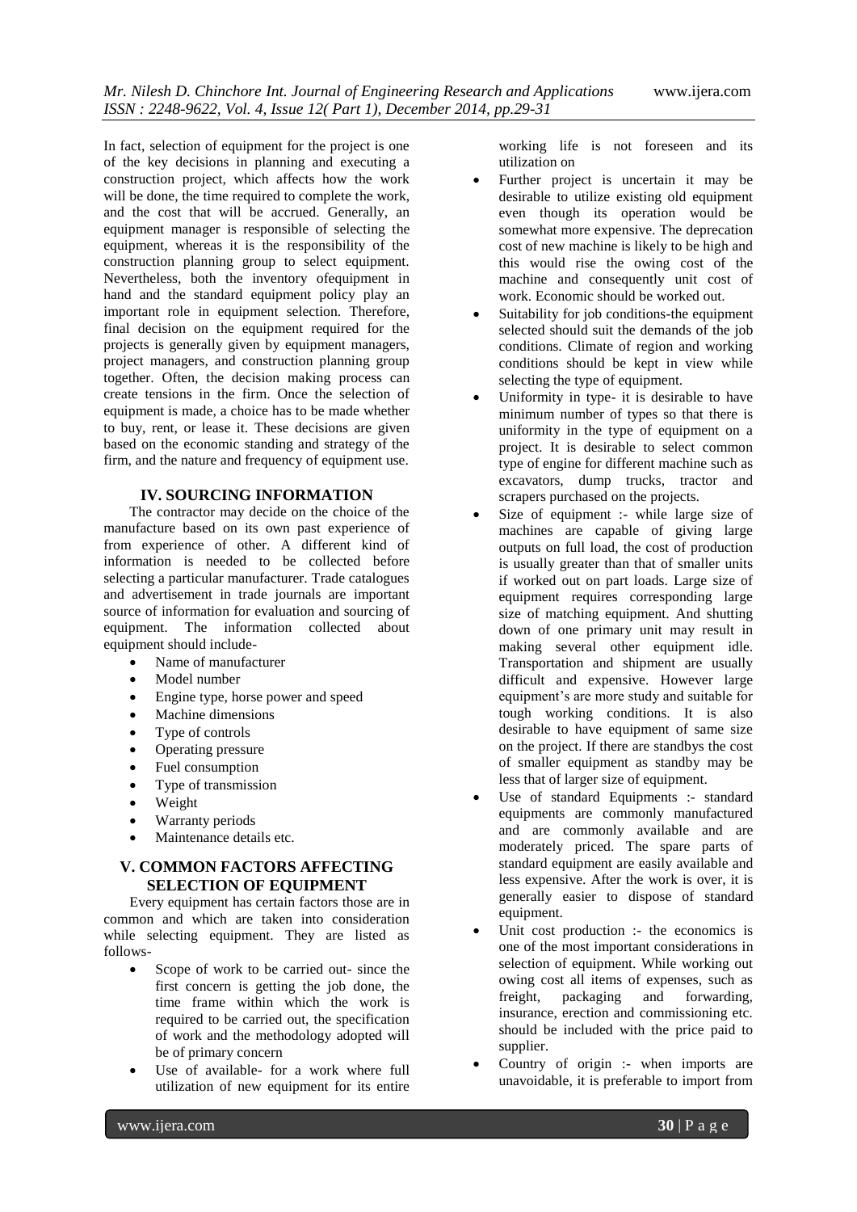In fact, selection of equipment for the project is one of the key decisions in planning and executing a construction project, which affects how the work will be done, the time required to complete the work, and the cost that will be accrued. Generally, an equipment manager is responsible of selecting the equipment, whereas it is the responsibility of the construction planning group to select equipment. Nevertheless, both the inventory ofequipment in hand and the standard equipment policy play an important role in equipment selection. Therefore, final decision on the equipment required for the projects is generally given by equipment managers, project managers, and construction planning group together. Often, the decision making process can create tensions in the firm. Once the selection of equipment is made, a choice has to be made whether to buy, rent, or lease it. These decisions are given based on the economic standing and strategy of the firm, and the nature and frequency of equipment use.

## IV. SOURCING INFORMATION

The contractor may decide on the choice of the manufacture based on its own past experience of from experience of other. A different kind of information is needed to be collected before selecting a particular manufacturer. Trade catalogues and advertisement in trade journals are important source of information for evaluation and sourcing of equipment. The information collected about equipment should include-

- Name of manufacturer
- Model number
- Engine type, horse power and speed
- Machine dimensions
- Type of controls
- Operating pressure
- Fuel consumption
- Type of transmission
- Weight
- Warranty periods
- Maintenance details etc.

## V. COMMON FACTORS AFFECTING SELECTION OF EQUIPMENT

Every equipment has certain factors those are in common and which are taken into consideration while selecting equipment. They are listed as follows-

- Scope of work to be carried out- since the first concern is getting the job done, the time frame within which the work is required to be carried out, the specification of work and the methodology adopted will be of primary concern
- Use of available- for a work where full utilization of new equipment for its entire working life is not foreseen and its utilization on
- Further project is uncertain it may be desirable to utilize existing old equipment even though its operation would be somewhat more expensive. The deprecation cost of new machine is likely to be high and this would rise the owing cost of the machine and consequently unit cost of work. Economic should be worked out.
- Suitability for job conditions-the equipment selected should suit the demands of the job conditions. Climate of region and working conditions should be kept in view while selecting the type of equipment.
- Uniformity in type- it is desirable to have minimum number of types so that there is uniformity in the type of equipment on a project. It is desirable to select common type of engine for different machine such as excavators, dump trucks, tractor and scrapers purchased on the projects.
- Size of equipment :- while large size of machines are capable of giving large outputs on full load, the cost of production is usually greater than that of smaller units if worked out on part loads. Large size of equipment requires corresponding large size of matching equipment. And shutting down of one primary unit may result in making several other equipment idle. Transportation and shipment are usually difficult and expensive. However large equipment's are more study and suitable for tough working conditions. It is also desirable to have equipment of same size on the project. If there are standbys the cost of smaller equipment as standby may be less that of larger size of equipment.
- Use of standard Equipments :- standard equipments are commonly manufactured and are commonly available and are moderately priced. The spare parts of standard equipment are easily available and less expensive. After the work is over, it is generally easier to dispose of standard equipment.
- Unit cost production :- the economics is one of the most important considerations in selection of equipment. While working out owing cost all items of expenses, such as freight, packaging and forwarding, insurance, erection and commissioning etc. should be included with the price paid to supplier.
- Country of origin :- when imports are unavoidable, it is preferable to import from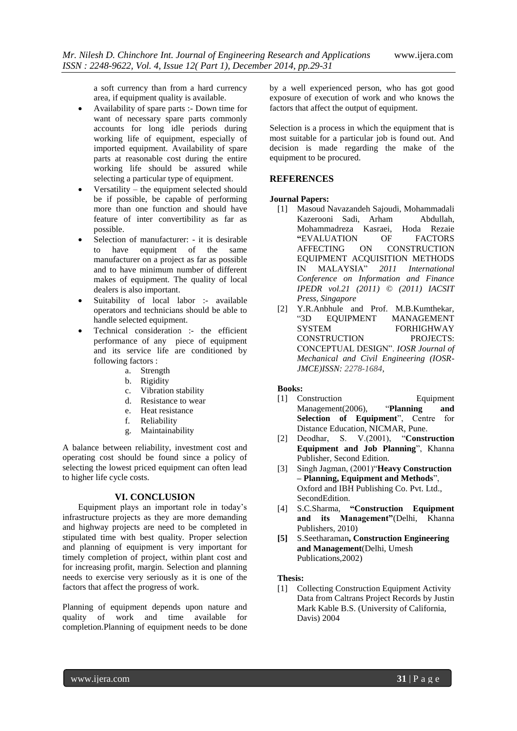a soft currency than from a hard currency area, if equipment quality is available.

- Availability of spare parts :- Down time for want of necessary spare parts commonly accounts for long idle periods during working life of equipment, especially of imported equipment. Availability of spare parts at reasonable cost during the entire working life should be assured while selecting a particular type of equipment.
- Versatility – the equipment selected should be if possible, be capable of performing more than one function and should have feature of inter convertibility as far as possible.
- Selection of manufacturer: - it is desirable to have equipment of the same manufacturer on a project as far as possible and to have minimum number of different makes of equipment. The quality of local dealers is also important.
- Suitability of local labor :- available operators and technicians should be able to handle selected equipment.
- Technical consideration :- the efficient performance of any piece of equipment and its service life are conditioned by following factors :
    a. Strength
    b. Rigidity
    c. Vibration stability
    d. Resistance to wear
    e. Heat resistance
    f. Reliability
    g. Maintainability

A balance between reliability, investment cost and operating cost should be found since a policy of selecting the lowest priced equipment can often lead to higher life cycle costs.

## VI. CONCLUSION

Equipment plays an important role in today's infrastructure projects as they are more demanding and highway projects are need to be completed in stipulated time with best quality. Proper selection and planning of equipment is very important for timely completion of project, within plant cost and for increasing profit, margin. Selection and planning needs to exercise very seriously as it is one of the factors that affect the progress of work.

Planning of equipment depends upon nature and quality of work and time available for completion.Planning of equipment needs to be done by a well experienced person, who has got good exposure of execution of work and who knows the factors that affect the output of equipment.

Selection is a process in which the equipment that is most suitable for a particular job is found out. And decision is made regarding the make of the equipment to be procured.

## REFERENCES

**Journal Papers:**

[1] Masoud Navazandeh Sajoudi, Mohammadali Kazerooni Sadi, Arham Abdullah, Mohammadreza Kasraei, Hoda Rezaie **"**EVALUATION OF FACTORS AFFECTING ON CONSTRUCTION EQUIPMENT ACQUISITION METHODS IN MALAYSIA" *2011 International Conference on Information and Finance IPEDR vol.21 (2011) © (2011) IACSIT Press, Singapore*

[2] Y.R.Anbhule and Prof. M.B.Kumthekar, "3D EQUIPMENT MANAGEMENT SYSTEM FORHIGHWAY CONSTRUCTION PROJECTS: CONCEPTUAL DESIGN". *IOSR Journal of Mechanical and Civil Engineering (IOSR-JMCE)ISSN: 2278-1684,*

**Books:**

[1] Construction Equipment Management(2006), "**Planning and Selection of Equipment**", Centre for Distance Education, NICMAR, Pune.

[2] Deodhar, S. V.(2001), "**Construction Equipment and Job Planning**", Khanna Publisher, Second Edition.

[3] Singh Jagman, (2001)"**Heavy Construction – Planning, Equipment and Methods**", Oxford and IBH Publishing Co. Pvt. Ltd., SecondEdition.

[4] S.C.Sharma, **"Construction Equipment and its Management"**(Delhi, Khanna Publishers, 2010)

**[5]** S.Seetharaman**, Construction Engineering and Management**(Delhi, Umesh Publications,2002)

**Thesis:**

[1] Collecting Construction Equipment Activity Data from Caltrans Project Records by Justin Mark Kable B.S. (University of California, Davis) 2004